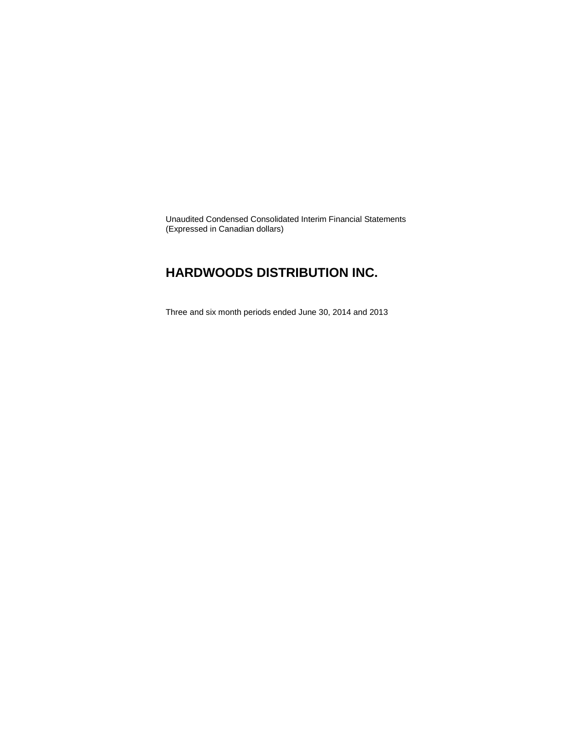Unaudited Condensed Consolidated Interim Financial Statements
(Expressed in Canadian dollars)

# HARDWOODS DISTRIBUTION INC.

Three and six month periods ended June 30, 2014 and 2013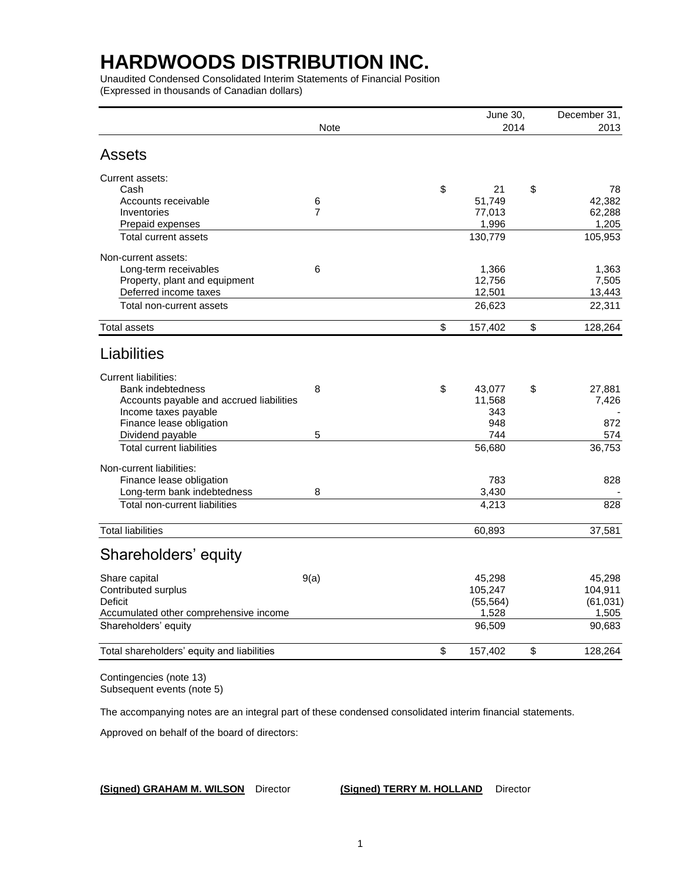# HARDWOODS DISTRIBUTION INC.

Unaudited Condensed Consolidated Interim Statements of Financial Position
(Expressed in thousands of Canadian dollars)

| | Note | June 30, 2014 | December 31, 2013 |
|---|---|---|---|
| **Assets** | | | |
| Current assets: | | | |
| Cash | | $ 21 | $ 78 |
| Accounts receivable | 6 | 51,749 | 42,382 |
| Inventories | 7 | 77,013 | 62,288 |
| Prepaid expenses | | 1,996 | 1,205 |
| Total current assets | | 130,779 | 105,953 |
| Non-current assets: | | | |
| Long-term receivables | 6 | 1,366 | 1,363 |
| Property, plant and equipment | | 12,756 | 7,505 |
| Deferred income taxes | | 12,501 | 13,443 |
| Total non-current assets | | 26,623 | 22,311 |
| Total assets | | $ 157,402 | $ 128,264 |
| **Liabilities** | | | |
| Current liabilities: | | | |
| Bank indebtedness | 8 | $ 43,077 | $ 27,881 |
| Accounts payable and accrued liabilities | | 11,568 | 7,426 |
| Income taxes payable | | 343 | - |
| Finance lease obligation | | 948 | 872 |
| Dividend payable | 5 | 744 | 574 |
| Total current liabilities | | 56,680 | 36,753 |
| Non-current liabilities: | | | |
| Finance lease obligation | | 783 | 828 |
| Long-term bank indebtedness | 8 | 3,430 | - |
| Total non-current liabilities | | 4,213 | 828 |
| Total liabilities | | 60,893 | 37,581 |
| **Shareholders' equity** | | | |
| Share capital | 9(a) | 45,298 | 45,298 |
| Contributed surplus | | 105,247 | 104,911 |
| Deficit | | (55,564) | (61,031) |
| Accumulated other comprehensive income | | 1,528 | 1,505 |
| Shareholders' equity | | 96,509 | 90,683 |
| Total shareholders' equity and liabilities | | $ 157,402 | $ 128,264 |

Contingencies (note 13)
Subsequent events (note 5)

The accompanying notes are an integral part of these condensed consolidated interim financial statements.

Approved on behalf of the board of directors:

**(Signed) GRAHAM M. WILSON** Director **(Signed) TERRY M. HOLLAND** Director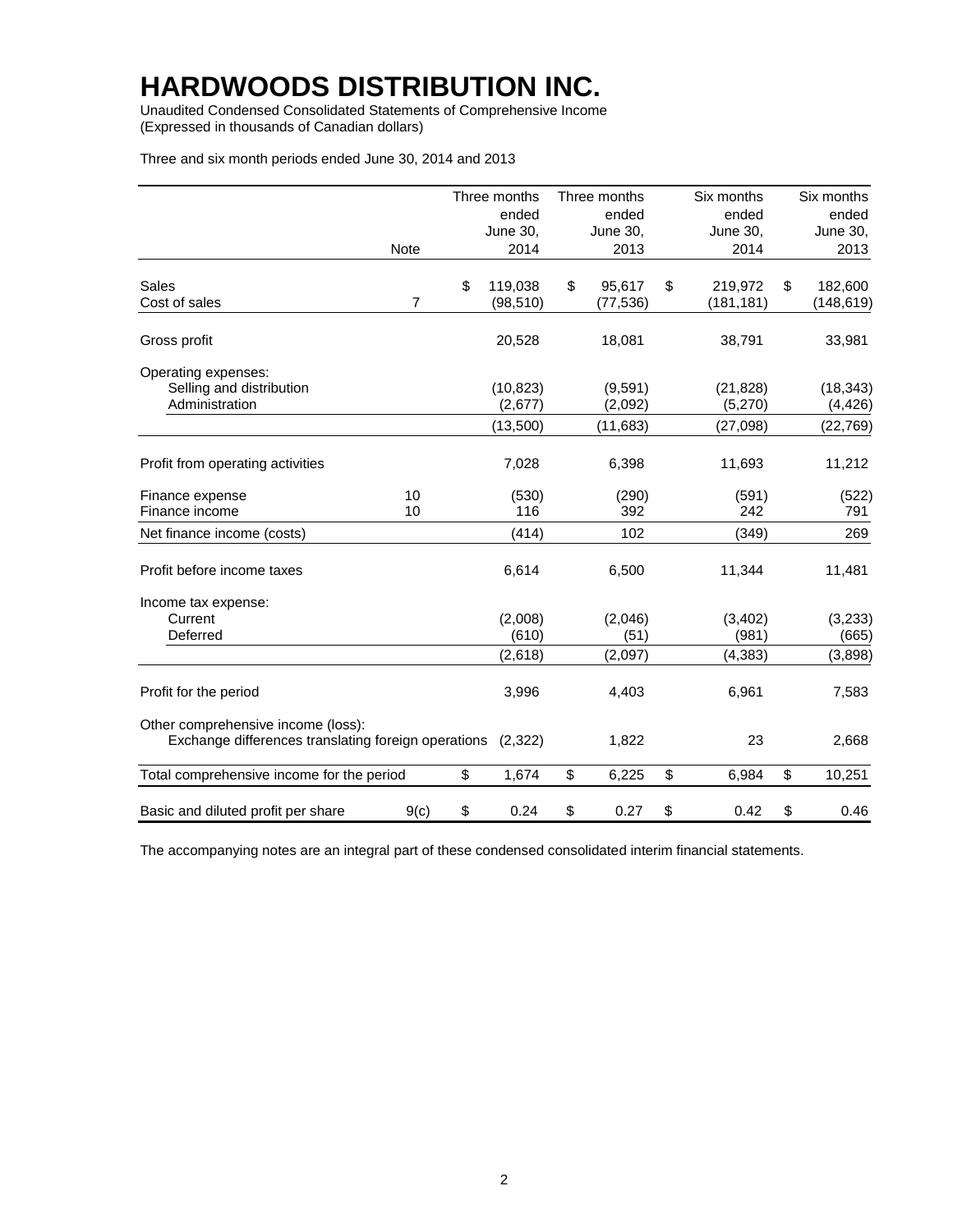# HARDWOODS DISTRIBUTION INC.

Unaudited Condensed Consolidated Statements of Comprehensive Income
(Expressed in thousands of Canadian dollars)

Three and six month periods ended June 30, 2014 and 2013

| | Note | Three months ended June 30, 2014 | Three months ended June 30, 2013 | Six months ended June 30, 2014 | Six months ended June 30, 2013 |
|---|---|---|---|---|---|
| Sales | | $ 119,038 | $ 95,617 | $ 219,972 | $ 182,600 |
| Cost of sales | 7 | (98,510) | (77,536) | (181,181) | (148,619) |
| Gross profit | | 20,528 | 18,081 | 38,791 | 33,981 |
| Operating expenses: | | | | | |
| Selling and distribution | | (10,823) | (9,591) | (21,828) | (18,343) |
| Administration | | (2,677) | (2,092) | (5,270) | (4,426) |
| | | (13,500) | (11,683) | (27,098) | (22,769) |
| Profit from operating activities | | 7,028 | 6,398 | 11,693 | 11,212 |
| Finance expense | 10 | (530) | (290) | (591) | (522) |
| Finance income | 10 | 116 | 392 | 242 | 791 |
| Net finance income (costs) | | (414) | 102 | (349) | 269 |
| Profit before income taxes | | 6,614 | 6,500 | 11,344 | 11,481 |
| Income tax expense: | | | | | |
| Current | | (2,008) | (2,046) | (3,402) | (3,233) |
| Deferred | | (610) | (51) | (981) | (665) |
| | | (2,618) | (2,097) | (4,383) | (3,898) |
| Profit for the period | | 3,996 | 4,403 | 6,961 | 7,583 |
| Other comprehensive income (loss): | | | | | |
| Exchange differences translating foreign operations | | (2,322) | 1,822 | 23 | 2,668 |
| Total comprehensive income for the period | | $ 1,674 | $ 6,225 | $ 6,984 | $ 10,251 |
| Basic and diluted profit per share | 9(c) | $ 0.24 | $ 0.27 | $ 0.42 | $ 0.46 |

The accompanying notes are an integral part of these condensed consolidated interim financial statements.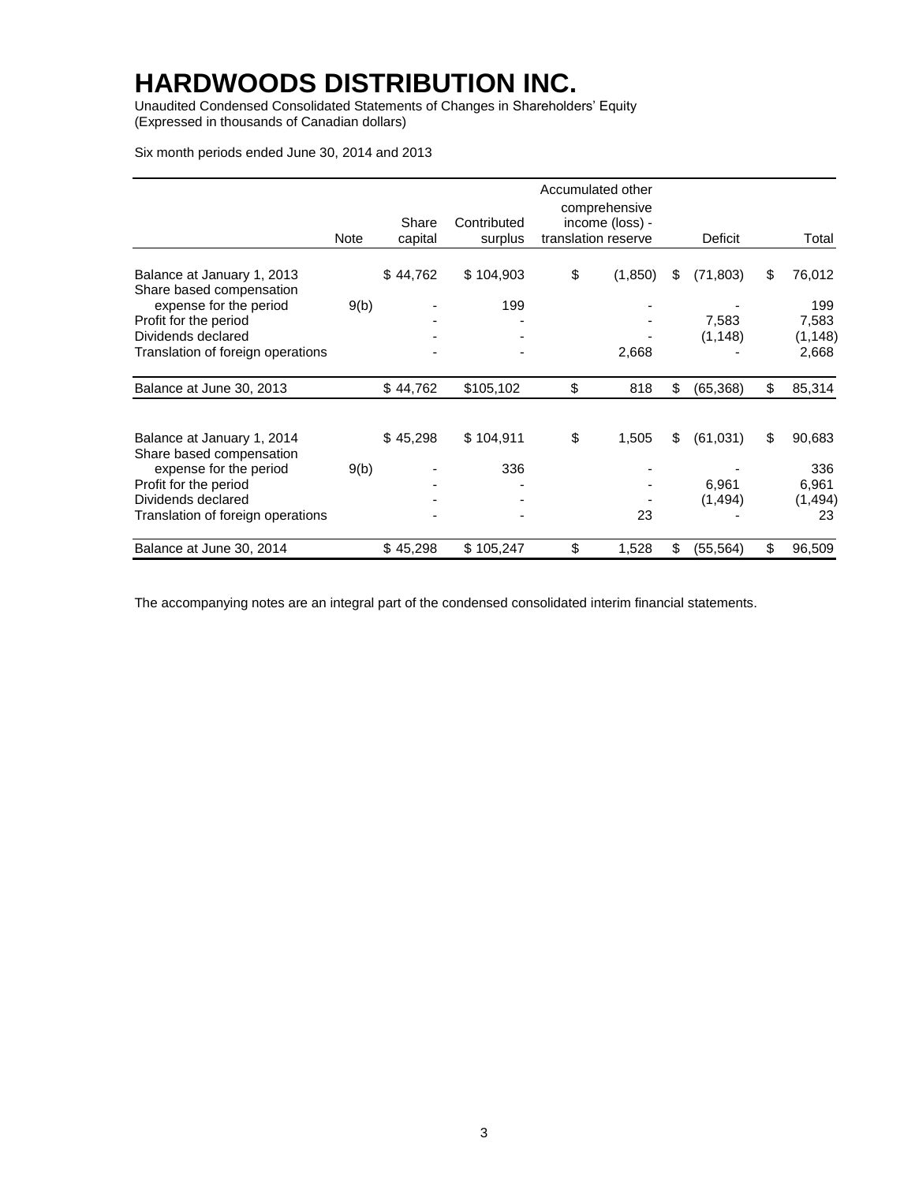# HARDWOODS DISTRIBUTION INC.

Unaudited Condensed Consolidated Statements of Changes in Shareholders' Equity
(Expressed in thousands of Canadian dollars)

Six month periods ended June 30, 2014 and 2013

| | Note | Share capital | Contributed surplus | Accumulated other comprehensive income (loss) - translation reserve | Deficit | Total |
|---|---|---|---|---|---|---|
| Balance at January 1, 2013 | | $ 44,762 | $ 104,903 | $ (1,850) | $ (71,803) | $ 76,012 |
| Share based compensation expense for the period | 9(b) | - | 199 | - | - | 199 |
| Profit for the period | | - | - | - | 7,583 | 7,583 |
| Dividends declared | | - | - | - | (1,148) | (1,148) |
| Translation of foreign operations | | - | - | 2,668 | - | 2,668 |
| Balance at June 30, 2013 | | $ 44,762 | $105,102 | $ 818 | $ (65,368) | $ 85,314 |
| | | | | | | |
| Balance at January 1, 2014 | | $ 45,298 | $ 104,911 | $ 1,505 | $ (61,031) | $ 90,683 |
| Share based compensation expense for the period | 9(b) | - | 336 | - | - | 336 |
| Profit for the period | | - | - | - | 6,961 | 6,961 |
| Dividends declared | | - | - | - | (1,494) | (1,494) |
| Translation of foreign operations | | - | - | 23 | - | 23 |
| Balance at June 30, 2014 | | $ 45,298 | $ 105,247 | $ 1,528 | $ (55,564) | $ 96,509 |

The accompanying notes are an integral part of the condensed consolidated interim financial statements.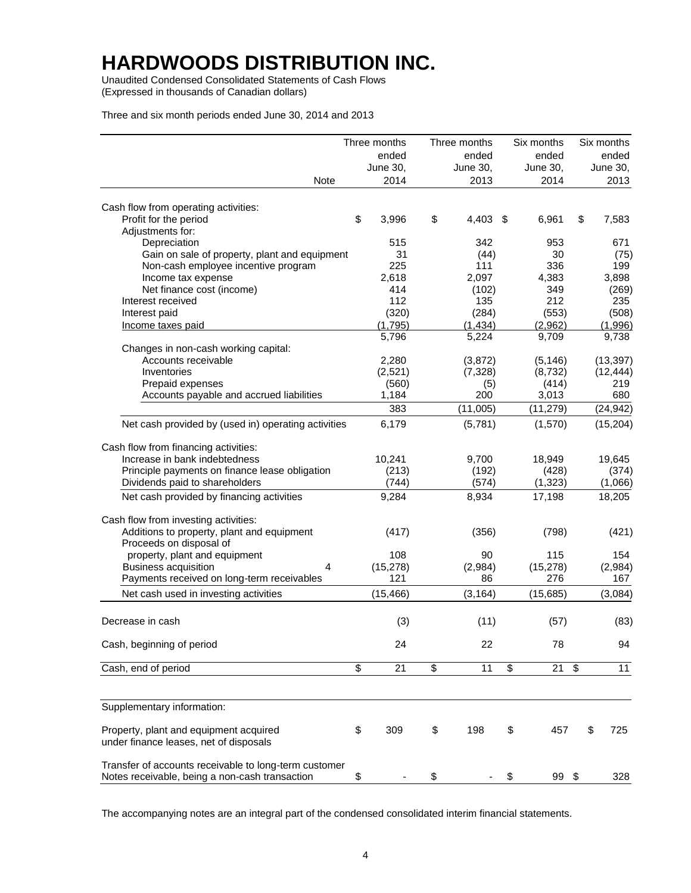# HARDWOODS DISTRIBUTION INC.

Unaudited Condensed Consolidated Statements of Cash Flows
(Expressed in thousands of Canadian dollars)

Three and six month periods ended June 30, 2014 and 2013

| | Note | Three months ended June 30, 2014 | Three months ended June 30, 2013 | Six months ended June 30, 2014 | Six months ended June 30, 2013 |
|---|---|---|---|---|---|
| Cash flow from operating activities: | | | | | |
| Profit for the period | | $ 3,996 | $ 4,403 | $ 6,961 | $ 7,583 |
| Adjustments for: | | | | | |
| Depreciation | | 515 | 342 | 953 | 671 |
| Gain on sale of property, plant and equipment | | 31 | (44) | 30 | (75) |
| Non-cash employee incentive program | | 225 | 111 | 336 | 199 |
| Income tax expense | | 2,618 | 2,097 | 4,383 | 3,898 |
| Net finance cost (income) | | 414 | (102) | 349 | (269) |
| Interest received | | 112 | 135 | 212 | 235 |
| Interest paid | | (320) | (284) | (553) | (508) |
| Income taxes paid | | (1,795) | (1,434) | (2,962) | (1,996) |
| | | 5,796 | 5,224 | 9,709 | 9,738 |
| Changes in non-cash working capital: | | | | | |
| Accounts receivable | | 2,280 | (3,872) | (5,146) | (13,397) |
| Inventories | | (2,521) | (7,328) | (8,732) | (12,444) |
| Prepaid expenses | | (560) | (5) | (414) | 219 |
| Accounts payable and accrued liabilities | | 1,184 | 200 | 3,013 | 680 |
| | | 383 | (11,005) | (11,279) | (24,942) |
| Net cash provided by (used in) operating activities | | 6,179 | (5,781) | (1,570) | (15,204) |
| Cash flow from financing activities: | | | | | |
| Increase in bank indebtedness | | 10,241 | 9,700 | 18,949 | 19,645 |
| Principle payments on finance lease obligation | | (213) | (192) | (428) | (374) |
| Dividends paid to shareholders | | (744) | (574) | (1,323) | (1,066) |
| Net cash provided by financing activities | | 9,284 | 8,934 | 17,198 | 18,205 |
| Cash flow from investing activities: | | | | | |
| Additions to property, plant and equipment | | (417) | (356) | (798) | (421) |
| Proceeds on disposal of property, plant and equipment | | 108 | 90 | 115 | 154 |
| Business acquisition | 4 | (15,278) | (2,984) | (15,278) | (2,984) |
| Payments received on long-term receivables | | 121 | 86 | 276 | 167 |
| Net cash used in investing activities | | (15,466) | (3,164) | (15,685) | (3,084) |
| Decrease in cash | | (3) | (11) | (57) | (83) |
| Cash, beginning of period | | 24 | 22 | 78 | 94 |
| Cash, end of period | | $ 21 | $ 11 | $ 21 | $ 11 |
| Supplementary information: | | | | | |
| Property, plant and equipment acquired under finance leases, net of disposals | | $ 309 | $ 198 | $ 457 | $ 725 |
| Transfer of accounts receivable to long-term customer Notes receivable, being a non-cash transaction | | $ - | $ - | $ 99 | $ 328 |

The accompanying notes are an integral part of the condensed consolidated interim financial statements.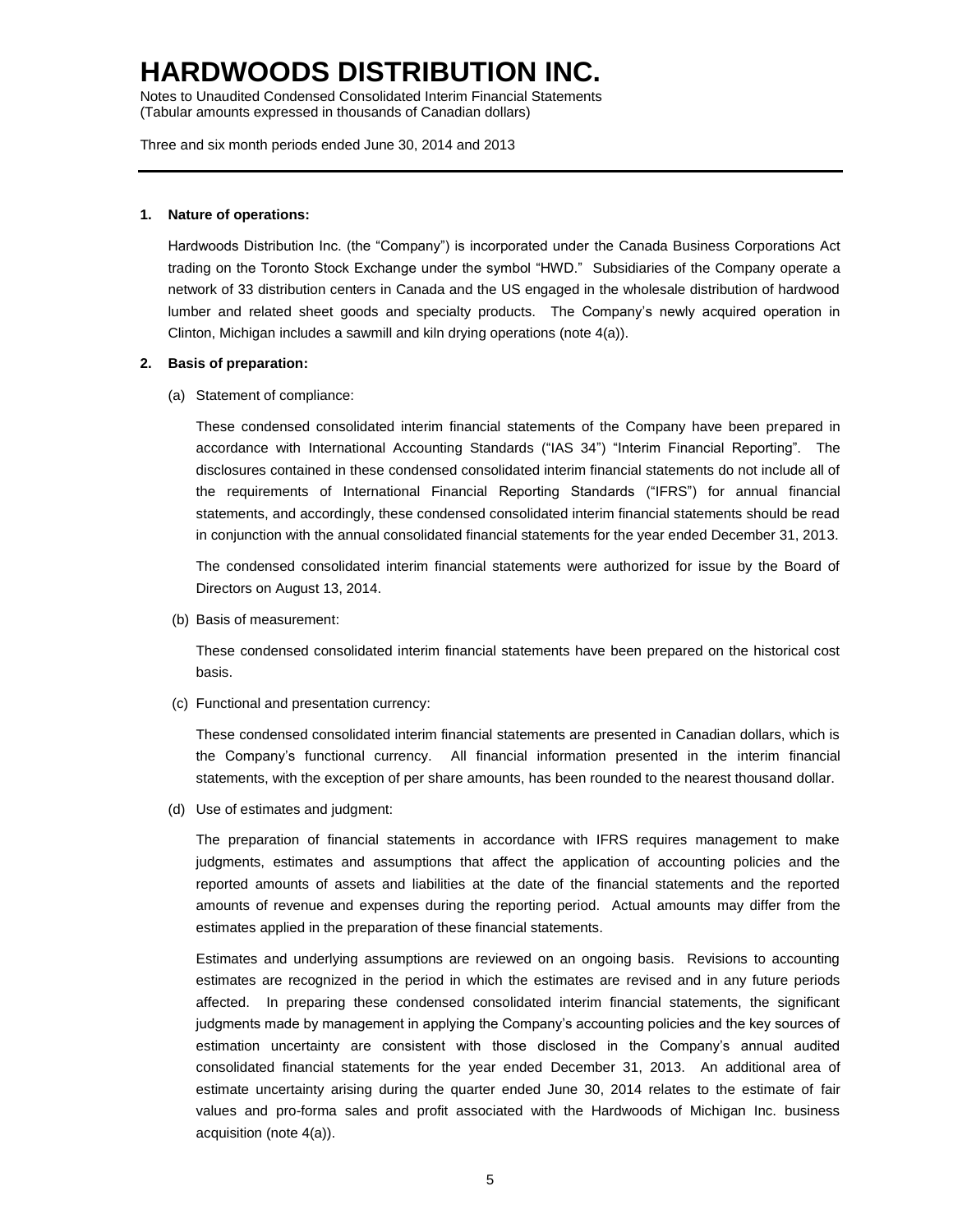## 1. Nature of operations:

Hardwoods Distribution Inc. (the "Company") is incorporated under the Canada Business Corporations Act trading on the Toronto Stock Exchange under the symbol "HWD." Subsidiaries of the Company operate a network of 33 distribution centers in Canada and the US engaged in the wholesale distribution of hardwood lumber and related sheet goods and specialty products. The Company's newly acquired operation in Clinton, Michigan includes a sawmill and kiln drying operations (note 4(a)).

## 2. Basis of preparation:

(a) Statement of compliance:

These condensed consolidated interim financial statements of the Company have been prepared in accordance with International Accounting Standards ("IAS 34") "Interim Financial Reporting". The disclosures contained in these condensed consolidated interim financial statements do not include all of the requirements of International Financial Reporting Standards ("IFRS") for annual financial statements, and accordingly, these condensed consolidated interim financial statements should be read in conjunction with the annual consolidated financial statements for the year ended December 31, 2013.

The condensed consolidated interim financial statements were authorized for issue by the Board of Directors on August 13, 2014.

(b) Basis of measurement:

These condensed consolidated interim financial statements have been prepared on the historical cost basis.

(c) Functional and presentation currency:

These condensed consolidated interim financial statements are presented in Canadian dollars, which is the Company's functional currency. All financial information presented in the interim financial statements, with the exception of per share amounts, has been rounded to the nearest thousand dollar.

(d) Use of estimates and judgment:

The preparation of financial statements in accordance with IFRS requires management to make judgments, estimates and assumptions that affect the application of accounting policies and the reported amounts of assets and liabilities at the date of the financial statements and the reported amounts of revenue and expenses during the reporting period. Actual amounts may differ from the estimates applied in the preparation of these financial statements.

Estimates and underlying assumptions are reviewed on an ongoing basis. Revisions to accounting estimates are recognized in the period in which the estimates are revised and in any future periods affected. In preparing these condensed consolidated interim financial statements, the significant judgments made by management in applying the Company's accounting policies and the key sources of estimation uncertainty are consistent with those disclosed in the Company's annual audited consolidated financial statements for the year ended December 31, 2013. An additional area of estimate uncertainty arising during the quarter ended June 30, 2014 relates to the estimate of fair values and pro-forma sales and profit associated with the Hardwoods of Michigan Inc. business acquisition (note 4(a)).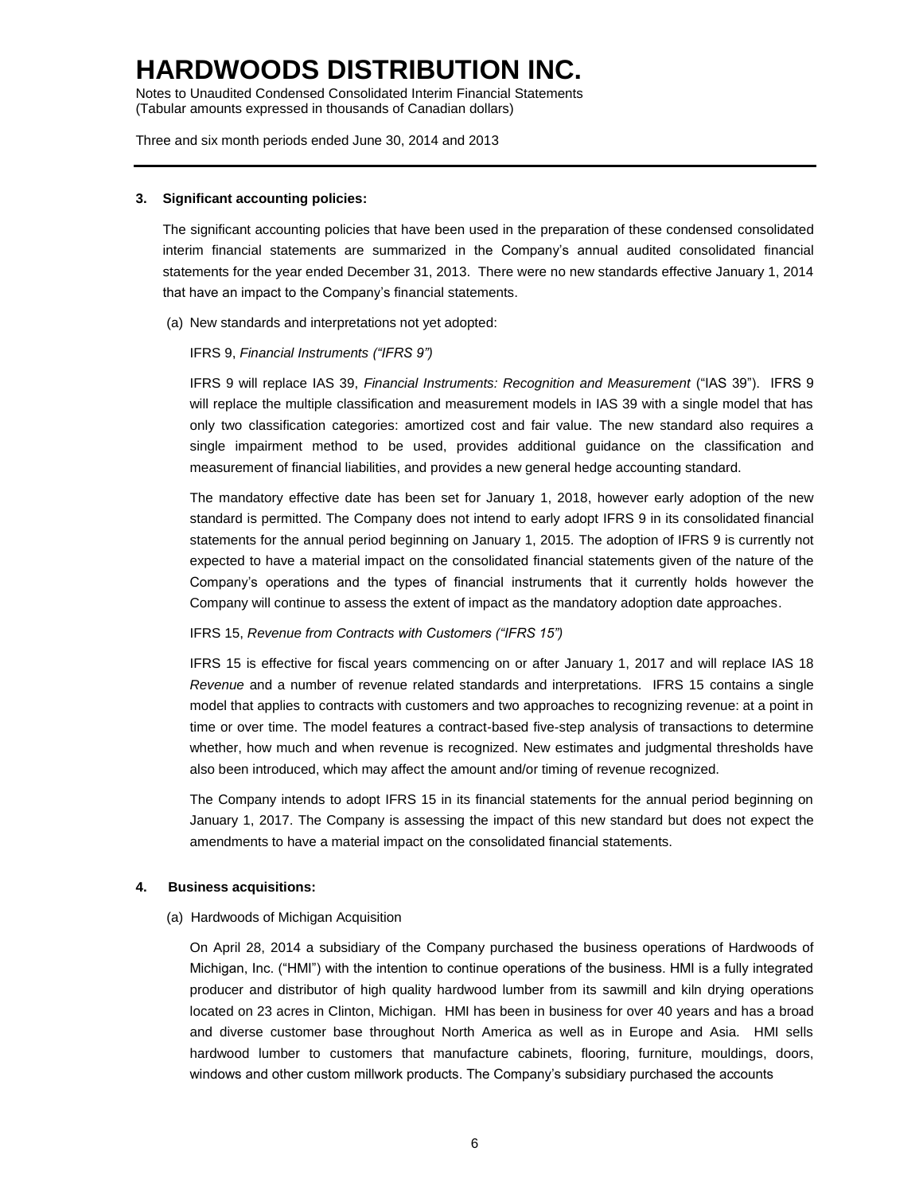**3. Significant accounting policies:**

The significant accounting policies that have been used in the preparation of these condensed consolidated interim financial statements are summarized in the Company's annual audited consolidated financial statements for the year ended December 31, 2013. There were no new standards effective January 1, 2014 that have an impact to the Company's financial statements.

(a) New standards and interpretations not yet adopted:

IFRS 9, *Financial Instruments ("IFRS 9")*

IFRS 9 will replace IAS 39, *Financial Instruments: Recognition and Measurement* ("IAS 39"). IFRS 9 will replace the multiple classification and measurement models in IAS 39 with a single model that has only two classification categories: amortized cost and fair value. The new standard also requires a single impairment method to be used, provides additional guidance on the classification and measurement of financial liabilities, and provides a new general hedge accounting standard.

The mandatory effective date has been set for January 1, 2018, however early adoption of the new standard is permitted. The Company does not intend to early adopt IFRS 9 in its consolidated financial statements for the annual period beginning on January 1, 2015. The adoption of IFRS 9 is currently not expected to have a material impact on the consolidated financial statements given of the nature of the Company's operations and the types of financial instruments that it currently holds however the Company will continue to assess the extent of impact as the mandatory adoption date approaches.

IFRS 15, *Revenue from Contracts with Customers ("IFRS 15")*

IFRS 15 is effective for fiscal years commencing on or after January 1, 2017 and will replace IAS 18 *Revenue* and a number of revenue related standards and interpretations. IFRS 15 contains a single model that applies to contracts with customers and two approaches to recognizing revenue: at a point in time or over time. The model features a contract-based five-step analysis of transactions to determine whether, how much and when revenue is recognized. New estimates and judgmental thresholds have also been introduced, which may affect the amount and/or timing of revenue recognized.

The Company intends to adopt IFRS 15 in its financial statements for the annual period beginning on January 1, 2017. The Company is assessing the impact of this new standard but does not expect the amendments to have a material impact on the consolidated financial statements.

**4. Business acquisitions:**

(a) Hardwoods of Michigan Acquisition

On April 28, 2014 a subsidiary of the Company purchased the business operations of Hardwoods of Michigan, Inc. ("HMI") with the intention to continue operations of the business. HMI is a fully integrated producer and distributor of high quality hardwood lumber from its sawmill and kiln drying operations located on 23 acres in Clinton, Michigan. HMI has been in business for over 40 years and has a broad and diverse customer base throughout North America as well as in Europe and Asia. HMI sells hardwood lumber to customers that manufacture cabinets, flooring, furniture, mouldings, doors, windows and other custom millwork products. The Company's subsidiary purchased the accounts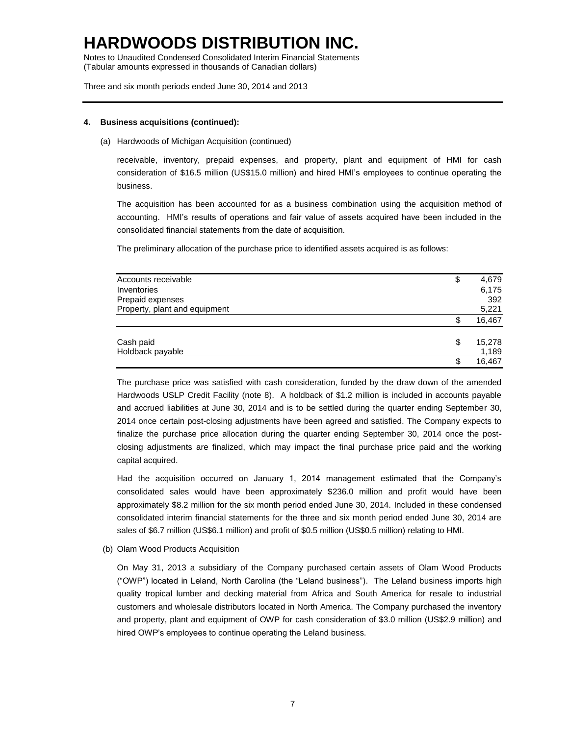**4. Business acquisitions (continued):**

(a) Hardwoods of Michigan Acquisition (continued)

receivable, inventory, prepaid expenses, and property, plant and equipment of HMI for cash consideration of $16.5 million (US$15.0 million) and hired HMI's employees to continue operating the business.

The acquisition has been accounted for as a business combination using the acquisition method of accounting. HMI's results of operations and fair value of assets acquired have been included in the consolidated financial statements from the date of acquisition.

The preliminary allocation of the purchase price to identified assets acquired is as follows:

| | |
|---|---|
| Accounts receivable | $ 4,679 |
| Inventories | 6,175 |
| Prepaid expenses | 392 |
| Property, plant and equipment | 5,221 |
| | $ 16,467 |
| | |
| Cash paid | $ 15,278 |
| Holdback payable | 1,189 |
| | $ 16,467 |

The purchase price was satisfied with cash consideration, funded by the draw down of the amended Hardwoods USLP Credit Facility (note 8). A holdback of $1.2 million is included in accounts payable and accrued liabilities at June 30, 2014 and is to be settled during the quarter ending September 30, 2014 once certain post-closing adjustments have been agreed and satisfied. The Company expects to finalize the purchase price allocation during the quarter ending September 30, 2014 once the post-closing adjustments are finalized, which may impact the final purchase price paid and the working capital acquired.

Had the acquisition occurred on January 1, 2014 management estimated that the Company's consolidated sales would have been approximately $236.0 million and profit would have been approximately $8.2 million for the six month period ended June 30, 2014. Included in these condensed consolidated interim financial statements for the three and six month period ended June 30, 2014 are sales of $6.7 million (US$6.1 million) and profit of $0.5 million (US$0.5 million) relating to HMI.

(b) Olam Wood Products Acquisition

On May 31, 2013 a subsidiary of the Company purchased certain assets of Olam Wood Products ("OWP") located in Leland, North Carolina (the "Leland business"). The Leland business imports high quality tropical lumber and decking material from Africa and South America for resale to industrial customers and wholesale distributors located in North America. The Company purchased the inventory and property, plant and equipment of OWP for cash consideration of $3.0 million (US$2.9 million) and hired OWP's employees to continue operating the Leland business.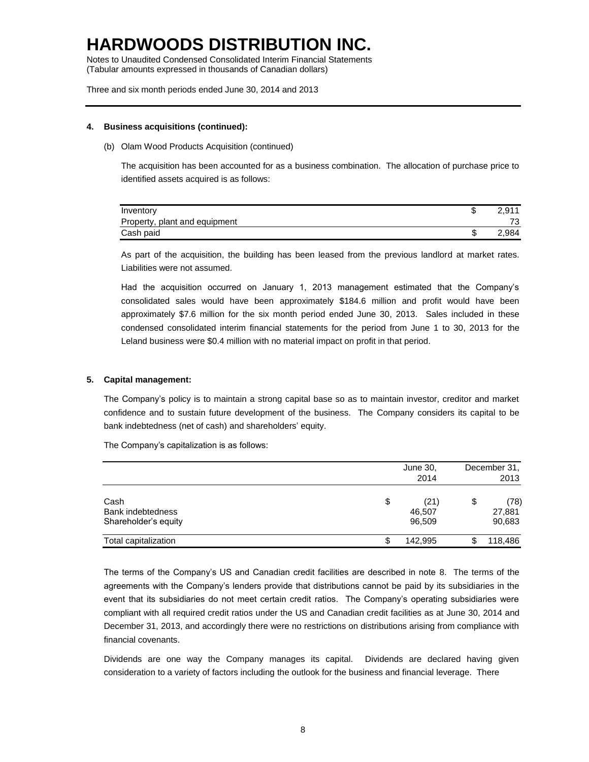**4. Business acquisitions (continued):**

(b) Olam Wood Products Acquisition (continued)

The acquisition has been accounted for as a business combination. The allocation of purchase price to identified assets acquired is as follows:

| | |
|---|---|
| Inventory | $ 2,911 |
| Property, plant and equipment | 73 |
| Cash paid | $ 2,984 |

As part of the acquisition, the building has been leased from the previous landlord at market rates. Liabilities were not assumed.

Had the acquisition occurred on January 1, 2013 management estimated that the Company's consolidated sales would have been approximately $184.6 million and profit would have been approximately $7.6 million for the six month period ended June 30, 2013. Sales included in these condensed consolidated interim financial statements for the period from June 1 to 30, 2013 for the Leland business were $0.4 million with no material impact on profit in that period.

**5. Capital management:**

The Company's policy is to maintain a strong capital base so as to maintain investor, creditor and market confidence and to sustain future development of the business. The Company considers its capital to be bank indebtedness (net of cash) and shareholders' equity.

The Company's capitalization is as follows:

| | June 30, 2014 | December 31, 2013 |
|---|---|---|
| Cash | $ (21) | $ (78) |
| Bank indebtedness | 46,507 | 27,881 |
| Shareholder's equity | 96,509 | 90,683 |
| Total capitalization | $ 142,995 | $ 118,486 |

The terms of the Company's US and Canadian credit facilities are described in note 8. The terms of the agreements with the Company's lenders provide that distributions cannot be paid by its subsidiaries in the event that its subsidiaries do not meet certain credit ratios. The Company's operating subsidiaries were compliant with all required credit ratios under the US and Canadian credit facilities as at June 30, 2014 and December 31, 2013, and accordingly there were no restrictions on distributions arising from compliance with financial covenants.

Dividends are one way the Company manages its capital. Dividends are declared having given consideration to a variety of factors including the outlook for the business and financial leverage. There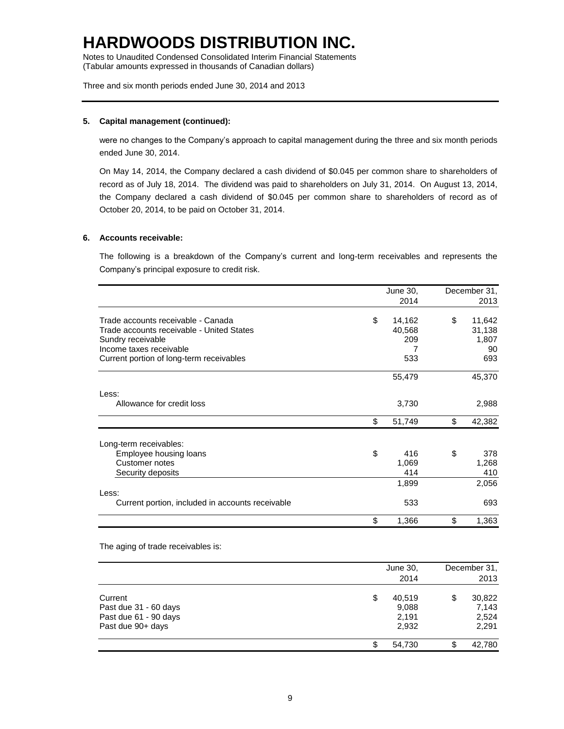### 5. Capital management (continued):

were no changes to the Company's approach to capital management during the three and six month periods ended June 30, 2014.

On May 14, 2014, the Company declared a cash dividend of $0.045 per common share to shareholders of record as of July 18, 2014. The dividend was paid to shareholders on July 31, 2014. On August 13, 2014, the Company declared a cash dividend of $0.045 per common share to shareholders of record as of October 20, 2014, to be paid on October 31, 2014.

### 6. Accounts receivable:

The following is a breakdown of the Company's current and long-term receivables and represents the Company's principal exposure to credit risk.

| | June 30, 2014 | December 31, 2013 |
|---|---|---|
| Trade accounts receivable - Canada | $ 14,162 | $ 11,642 |
| Trade accounts receivable - United States | 40,568 | 31,138 |
| Sundry receivable | 209 | 1,807 |
| Income taxes receivable | 7 | 90 |
| Current portion of long-term receivables | 533 | 693 |
| | 55,479 | 45,370 |
| Less: | | |
| Allowance for credit loss | 3,730 | 2,988 |
| | $ 51,749 | $ 42,382 |
| Long-term receivables: | | |
| Employee housing loans | $ 416 | $ 378 |
| Customer notes | 1,069 | 1,268 |
| Security deposits | 414 | 410 |
| | 1,899 | 2,056 |
| Less: | | |
| Current portion, included in accounts receivable | 533 | 693 |
| | $ 1,366 | $ 1,363 |

The aging of trade receivables is:

| | June 30, 2014 | December 31, 2013 |
|---|---|---|
| Current | $ 40,519 | $ 30,822 |
| Past due 31 - 60 days | 9,088 | 7,143 |
| Past due 61 - 90 days | 2,191 | 2,524 |
| Past due 90+ days | 2,932 | 2,291 |
| | $ 54,730 | $ 42,780 |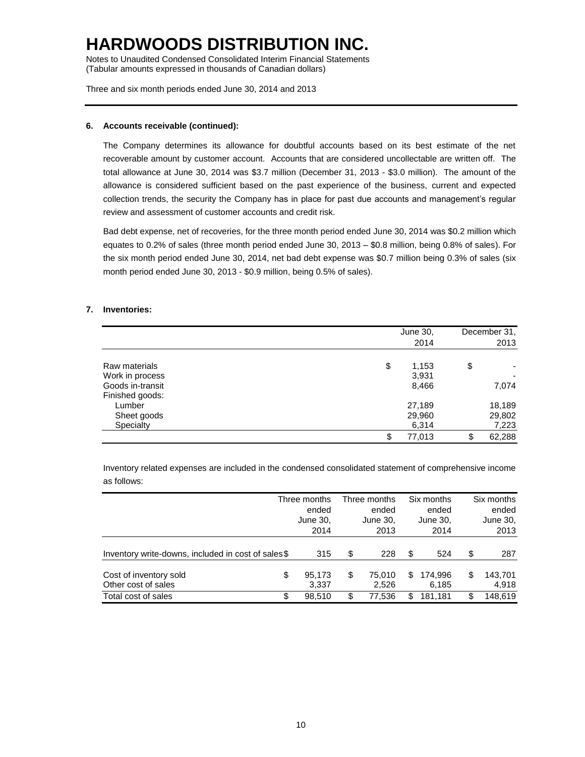**6. Accounts receivable (continued):**

The Company determines its allowance for doubtful accounts based on its best estimate of the net recoverable amount by customer account. Accounts that are considered uncollectable are written off. The total allowance at June 30, 2014 was $3.7 million (December 31, 2013 - $3.0 million). The amount of the allowance is considered sufficient based on the past experience of the business, current and expected collection trends, the security the Company has in place for past due accounts and management's regular review and assessment of customer accounts and credit risk.

Bad debt expense, net of recoveries, for the three month period ended June 30, 2014 was $0.2 million which equates to 0.2% of sales (three month period ended June 30, 2013 – $0.8 million, being 0.8% of sales). For the six month period ended June 30, 2014, net bad debt expense was $0.7 million being 0.3% of sales (six month period ended June 30, 2013 - $0.9 million, being 0.5% of sales).

**7. Inventories:**

| | June 30, 2014 | December 31, 2013 |
|---|---|---|
| Raw materials | $ 1,153 | $ - |
| Work in process | 3,931 | - |
| Goods in-transit | 8,466 | 7,074 |
| Finished goods: | | |
| Lumber | 27,189 | 18,189 |
| Sheet goods | 29,960 | 29,802 |
| Specialty | 6,314 | 7,223 |
| | $ 77,013 | $ 62,288 |

Inventory related expenses are included in the condensed consolidated statement of comprehensive income as follows:

| | Three months ended June 30, 2014 | Three months ended June 30, 2013 | Six months ended June 30, 2014 | Six months ended June 30, 2013 |
|---|---|---|---|---|
| Inventory write-downs, included in cost of sales | $ 315 | $ 228 | $ 524 | $ 287 |
| Cost of inventory sold | $ 95,173 | $ 75,010 | $ 174,996 | $ 143,701 |
| Other cost of sales | 3,337 | 2,526 | 6,185 | 4,918 |
| Total cost of sales | $ 98,510 | $ 77,536 | $ 181,181 | $ 148,619 |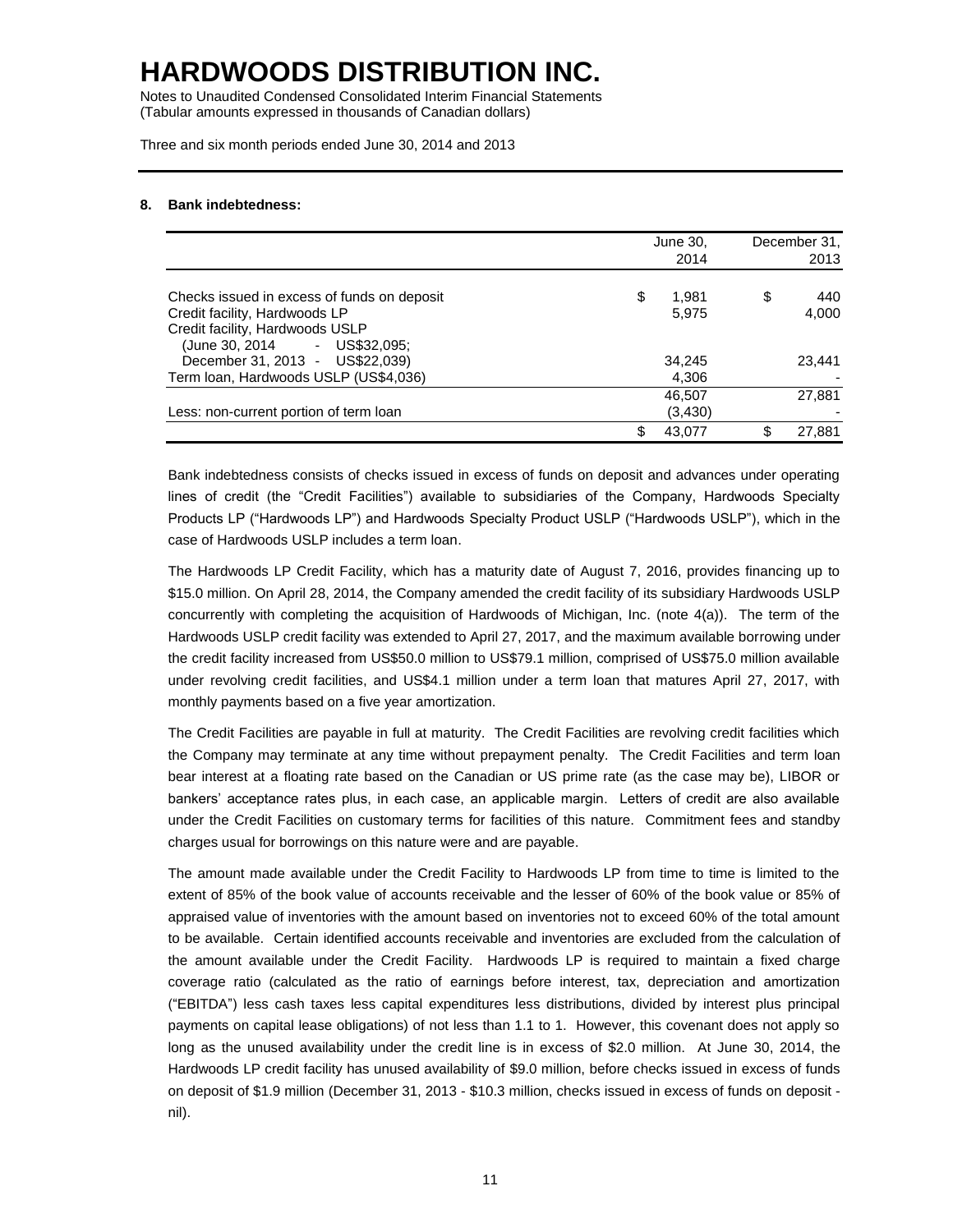# HARDWOODS DISTRIBUTION INC.

Notes to Unaudited Condensed Consolidated Interim Financial Statements
(Tabular amounts expressed in thousands of Canadian dollars)

Three and six month periods ended June 30, 2014 and 2013

## 8. Bank indebtedness:

| | June 30, 2014 | December 31, 2013 |
|---|---|---|
| Checks issued in excess of funds on deposit | $ 1,981 | $ 440 |
| Credit facility, Hardwoods LP | 5,975 | 4,000 |
| Credit facility, Hardwoods USLP (June 30, 2014 - US$32,095; December 31, 2013 - US$22,039) | 34,245 | 23,441 |
| Term loan, Hardwoods USLP (US$4,036) | 4,306 | - |
| | 46,507 | 27,881 |
| Less: non-current portion of term loan | (3,430) | - |
| | $ 43,077 | $ 27,881 |

Bank indebtedness consists of checks issued in excess of funds on deposit and advances under operating lines of credit (the "Credit Facilities") available to subsidiaries of the Company, Hardwoods Specialty Products LP ("Hardwoods LP") and Hardwoods Specialty Product USLP ("Hardwoods USLP"), which in the case of Hardwoods USLP includes a term loan.

The Hardwoods LP Credit Facility, which has a maturity date of August 7, 2016, provides financing up to $15.0 million. On April 28, 2014, the Company amended the credit facility of its subsidiary Hardwoods USLP concurrently with completing the acquisition of Hardwoods of Michigan, Inc. (note 4(a)). The term of the Hardwoods USLP credit facility was extended to April 27, 2017, and the maximum available borrowing under the credit facility increased from US$50.0 million to US$79.1 million, comprised of US$75.0 million available under revolving credit facilities, and US$4.1 million under a term loan that matures April 27, 2017, with monthly payments based on a five year amortization.

The Credit Facilities are payable in full at maturity. The Credit Facilities are revolving credit facilities which the Company may terminate at any time without prepayment penalty. The Credit Facilities and term loan bear interest at a floating rate based on the Canadian or US prime rate (as the case may be), LIBOR or bankers' acceptance rates plus, in each case, an applicable margin. Letters of credit are also available under the Credit Facilities on customary terms for facilities of this nature. Commitment fees and standby charges usual for borrowings on this nature were and are payable.

The amount made available under the Credit Facility to Hardwoods LP from time to time is limited to the extent of 85% of the book value of accounts receivable and the lesser of 60% of the book value or 85% of appraised value of inventories with the amount based on inventories not to exceed 60% of the total amount to be available. Certain identified accounts receivable and inventories are excluded from the calculation of the amount available under the Credit Facility. Hardwoods LP is required to maintain a fixed charge coverage ratio (calculated as the ratio of earnings before interest, tax, depreciation and amortization ("EBITDA") less cash taxes less capital expenditures less distributions, divided by interest plus principal payments on capital lease obligations) of not less than 1.1 to 1. However, this covenant does not apply so long as the unused availability under the credit line is in excess of $2.0 million. At June 30, 2014, the Hardwoods LP credit facility has unused availability of $9.0 million, before checks issued in excess of funds on deposit of $1.9 million (December 31, 2013 - $10.3 million, checks issued in excess of funds on deposit - nil).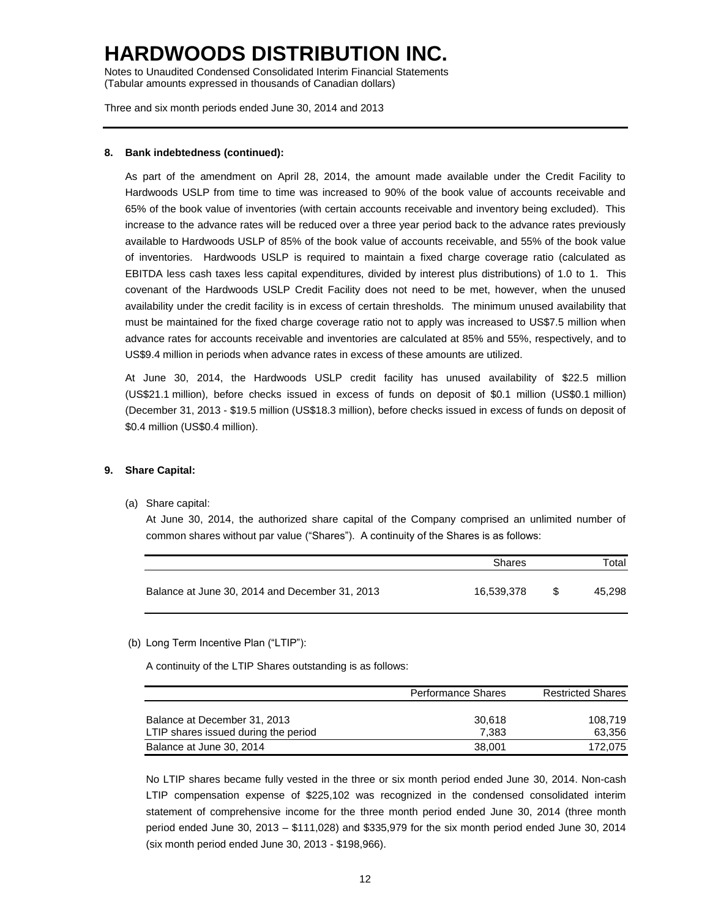## 8. Bank indebtedness (continued):

As part of the amendment on April 28, 2014, the amount made available under the Credit Facility to Hardwoods USLP from time to time was increased to 90% of the book value of accounts receivable and 65% of the book value of inventories (with certain accounts receivable and inventory being excluded). This increase to the advance rates will be reduced over a three year period back to the advance rates previously available to Hardwoods USLP of 85% of the book value of accounts receivable, and 55% of the book value of inventories. Hardwoods USLP is required to maintain a fixed charge coverage ratio (calculated as EBITDA less cash taxes less capital expenditures, divided by interest plus distributions) of 1.0 to 1. This covenant of the Hardwoods USLP Credit Facility does not need to be met, however, when the unused availability under the credit facility is in excess of certain thresholds. The minimum unused availability that must be maintained for the fixed charge coverage ratio not to apply was increased to US$7.5 million when advance rates for accounts receivable and inventories are calculated at 85% and 55%, respectively, and to US$9.4 million in periods when advance rates in excess of these amounts are utilized.

At June 30, 2014, the Hardwoods USLP credit facility has unused availability of $22.5 million (US$21.1 million), before checks issued in excess of funds on deposit of $0.1 million (US$0.1 million) (December 31, 2013 - $19.5 million (US$18.3 million), before checks issued in excess of funds on deposit of $0.4 million (US$0.4 million).

## 9. Share Capital:

(a) Share capital:

At June 30, 2014, the authorized share capital of the Company comprised an unlimited number of common shares without par value ("Shares"). A continuity of the Shares is as follows:

| | Shares | Total |
|---|---|---|
| Balance at June 30, 2014 and December 31, 2013 | 16,539,378 | $ 45,298 |

(b) Long Term Incentive Plan ("LTIP"):

A continuity of the LTIP Shares outstanding is as follows:

| | Performance Shares | Restricted Shares |
|---|---|---|
| Balance at December 31, 2013 | 30,618 | 108,719 |
| LTIP shares issued during the period | 7,383 | 63,356 |
| Balance at June 30, 2014 | 38,001 | 172,075 |

No LTIP shares became fully vested in the three or six month period ended June 30, 2014. Non-cash LTIP compensation expense of $225,102 was recognized in the condensed consolidated interim statement of comprehensive income for the three month period ended June 30, 2014 (three month period ended June 30, 2013 – $111,028) and $335,979 for the six month period ended June 30, 2014 (six month period ended June 30, 2013 - $198,966).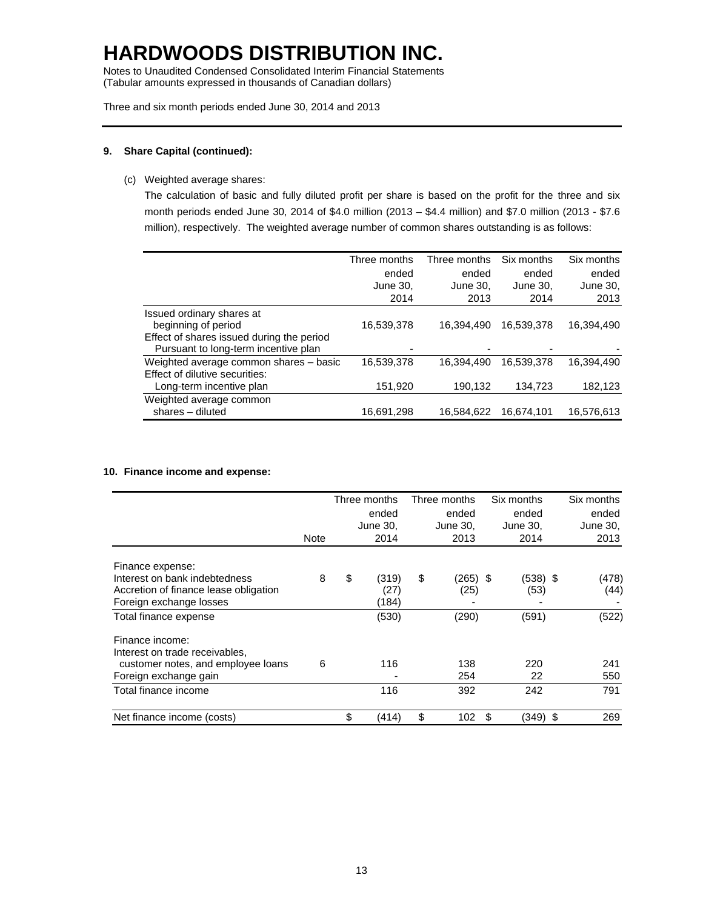# HARDWOODS DISTRIBUTION INC.

Notes to Unaudited Condensed Consolidated Interim Financial Statements
(Tabular amounts expressed in thousands of Canadian dollars)

Three and six month periods ended June 30, 2014 and 2013

**9. Share Capital (continued):**

(c) Weighted average shares:

The calculation of basic and fully diluted profit per share is based on the profit for the three and six month periods ended June 30, 2014 of $4.0 million (2013 – $4.4 million) and $7.0 million (2013 - $7.6 million), respectively. The weighted average number of common shares outstanding is as follows:

| | Three months ended June 30, 2014 | Three months ended June 30, 2013 | Six months ended June 30, 2014 | Six months ended June 30, 2013 |
|---|---|---|---|---|
| Issued ordinary shares at beginning of period | 16,539,378 | 16,394,490 | 16,539,378 | 16,394,490 |
| Effect of shares issued during the period Pursuant to long-term incentive plan | - | - | - | - |
| Weighted average common shares – basic | 16,539,378 | 16,394,490 | 16,539,378 | 16,394,490 |
| Effect of dilutive securities: | | | | |
| Long-term incentive plan | 151,920 | 190,132 | 134,723 | 182,123 |
| Weighted average common shares – diluted | 16,691,298 | 16,584,622 | 16,674,101 | 16,576,613 |

**10. Finance income and expense:**

| | Note | Three months ended June 30, 2014 | Three months ended June 30, 2013 | Six months ended June 30, 2014 | Six months ended June 30, 2013 |
|---|---|---|---|---|---|
| Finance expense: | | | | | |
| Interest on bank indebtedness | 8 | $ (319) | $ (265) | $ (538) | $ (478) |
| Accretion of finance lease obligation | | (27) | (25) | (53) | (44) |
| Foreign exchange losses | | (184) | - | - | - |
| Total finance expense | | (530) | (290) | (591) | (522) |
| Finance income: | | | | | |
| Interest on trade receivables, customer notes, and employee loans | 6 | 116 | 138 | 220 | 241 |
| Foreign exchange gain | | - | 254 | 22 | 550 |
| Total finance income | | 116 | 392 | 242 | 791 |
| Net finance income (costs) | | $ (414) | $ 102 | $ (349) | $ 269 |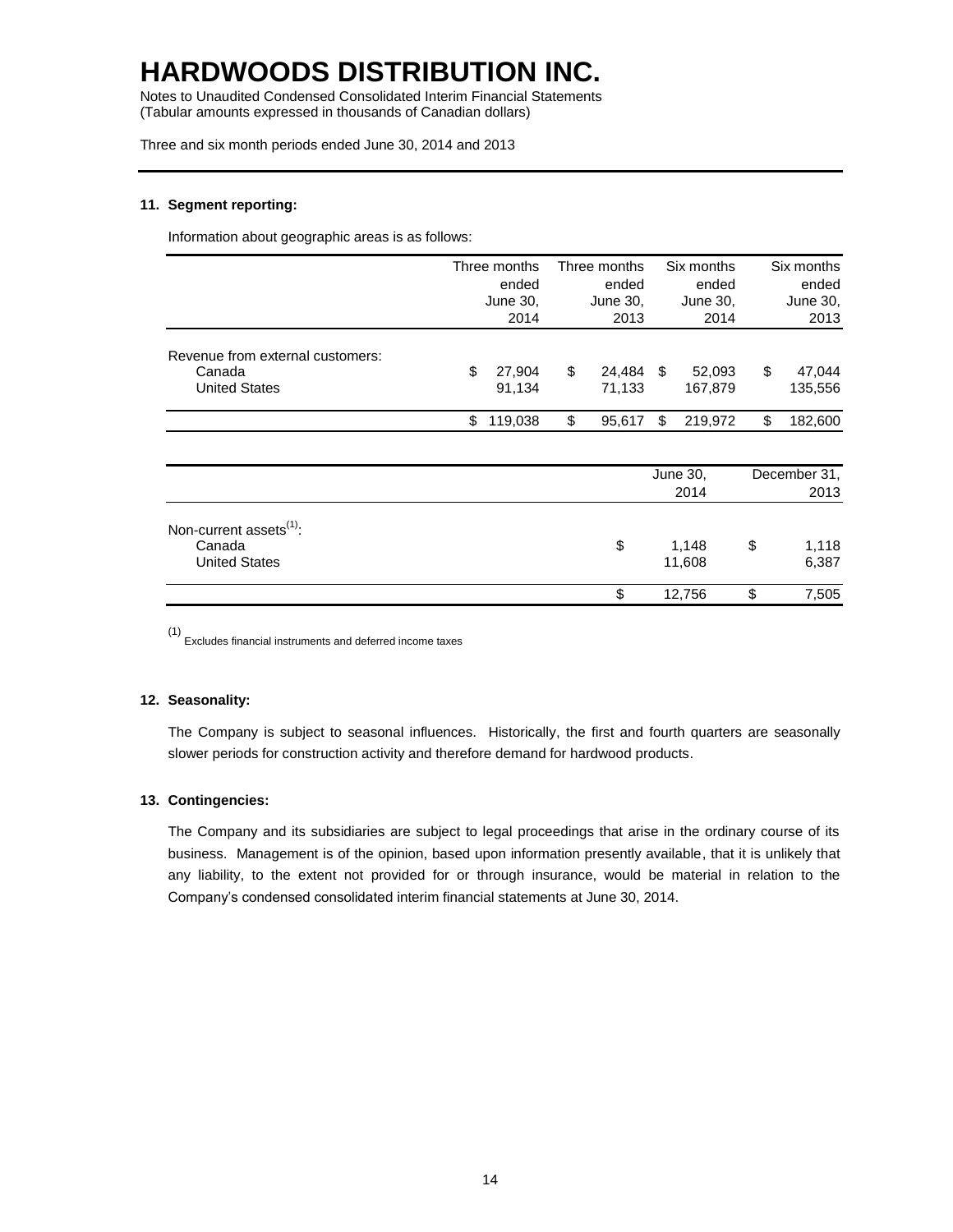# HARDWOODS DISTRIBUTION INC.

Notes to Unaudited Condensed Consolidated Interim Financial Statements
(Tabular amounts expressed in thousands of Canadian dollars)

Three and six month periods ended June 30, 2014 and 2013

**11. Segment reporting:**

Information about geographic areas is as follows:

| | Three months ended June 30, 2014 | Three months ended June 30, 2013 | Six months ended June 30, 2014 | Six months ended June 30, 2013 |
|---|---|---|---|---|
| Revenue from external customers: | | | | |
| Canada | $ 27,904 | $ 24,484 | $ 52,093 | $ 47,044 |
| United States | 91,134 | 71,133 | 167,879 | 135,556 |
| | $ 119,038 | $ 95,617 | $ 219,972 | $ 182,600 |

| | June 30, 2014 | December 31, 2013 |
|---|---|---|
| Non-current assets[(1)]: | | |
| Canada | $ 1,148 | $ 1,118 |
| United States | 11,608 | 6,387 |
| | $ 12,756 | $ 7,505 |

[(1)] Excludes financial instruments and deferred income taxes

**12. Seasonality:**

The Company is subject to seasonal influences. Historically, the first and fourth quarters are seasonally slower periods for construction activity and therefore demand for hardwood products.

**13. Contingencies:**

The Company and its subsidiaries are subject to legal proceedings that arise in the ordinary course of its business. Management is of the opinion, based upon information presently available, that it is unlikely that any liability, to the extent not provided for or through insurance, would be material in relation to the Company's condensed consolidated interim financial statements at June 30, 2014.